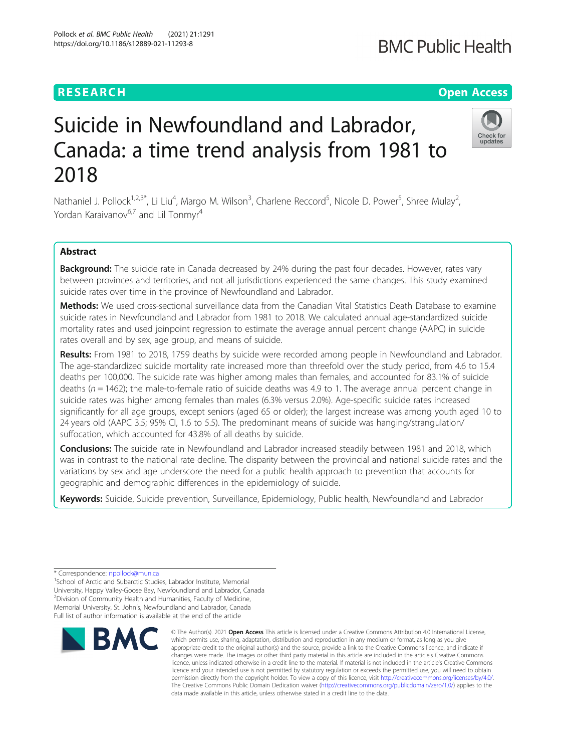RESEARCH

Open Access

# Suicide in Newfoundland and Labrador, Canada: a time trend analysis from 1981 to 2018

Nathaniel J. Pollock[1,2,3*], Li Liu[4], Margo M. Wilson[3], Charlene Reccord[5], Nicole D. Power[5], Shree Mulay[2], Yordan Karaivanov[6,7] and Lil Tonmyr[4]

## Abstract

**Background:** The suicide rate in Canada decreased by 24% during the past four decades. However, rates vary between provinces and territories, and not all jurisdictions experienced the same changes. This study examined suicide rates over time in the province of Newfoundland and Labrador.

**Methods:** We used cross-sectional surveillance data from the Canadian Vital Statistics Death Database to examine suicide rates in Newfoundland and Labrador from 1981 to 2018. We calculated annual age-standardized suicide mortality rates and used joinpoint regression to estimate the average annual percent change (AAPC) in suicide rates overall and by sex, age group, and means of suicide.

**Results:** From 1981 to 2018, 1759 deaths by suicide were recorded among people in Newfoundland and Labrador. The age-standardized suicide mortality rate increased more than threefold over the study period, from 4.6 to 15.4 deaths per 100,000. The suicide rate was higher among males than females, and accounted for 83.1% of suicide deaths ($n = 1462$); the male-to-female ratio of suicide deaths was 4.9 to 1. The average annual percent change in suicide rates was higher among females than males (6.3% versus 2.0%). Age-specific suicide rates increased significantly for all age groups, except seniors (aged 65 or older); the largest increase was among youth aged 10 to 24 years old (AAPC 3.5; 95% CI, 1.6 to 5.5). The predominant means of suicide was hanging/strangulation/suffocation, which accounted for 43.8% of all deaths by suicide.

**Conclusions:** The suicide rate in Newfoundland and Labrador increased steadily between 1981 and 2018, which was in contrast to the national rate decline. The disparity between the provincial and national suicide rates and the variations by sex and age underscore the need for a public health approach to prevention that accounts for geographic and demographic differences in the epidemiology of suicide.

**Keywords:** Suicide, Suicide prevention, Surveillance, Epidemiology, Public health, Newfoundland and Labrador

---

\* Correspondence: npollock@mun.ca

[1]School of Arctic and Subarctic Studies, Labrador Institute, Memorial University, Happy Valley-Goose Bay, Newfoundland and Labrador, Canada

[2]Division of Community Health and Humanities, Faculty of Medicine, Memorial University, St. John's, Newfoundland and Labrador, Canada

Full list of author information is available at the end of the article

© The Author(s). 2021 **Open Access** This article is licensed under a Creative Commons Attribution 4.0 International License, which permits use, sharing, adaptation, distribution and reproduction in any medium or format, as long as you give appropriate credit to the original author(s) and the source, provide a link to the Creative Commons licence, and indicate if changes were made. The images or other third party material in this article are included in the article's Creative Commons licence, unless indicated otherwise in a credit line to the material. If material is not included in the article's Creative Commons licence and your intended use is not permitted by statutory regulation or exceeds the permitted use, you will need to obtain permission directly from the copyright holder. To view a copy of this licence, visit http://creativecommons.org/licenses/by/4.0/. The Creative Commons Public Domain Dedication waiver (http://creativecommons.org/publicdomain/zero/1.0/) applies to the data made available in this article, unless otherwise stated in a credit line to the data.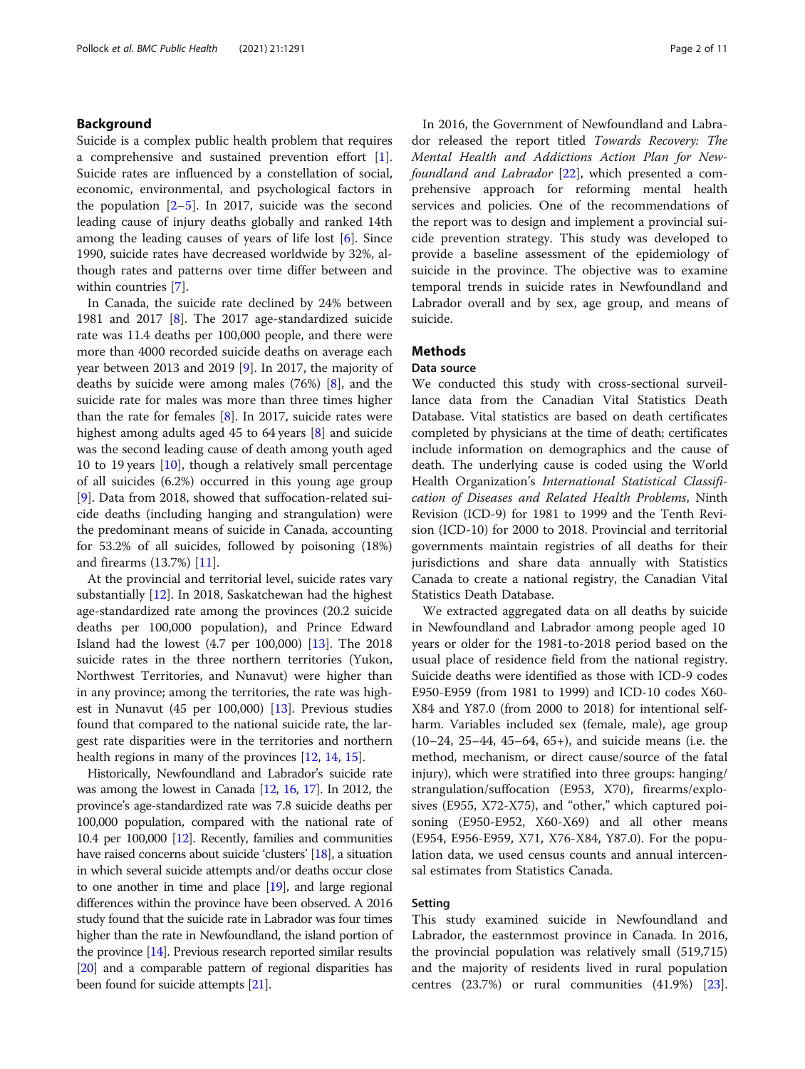## Background

Suicide is a complex public health problem that requires a comprehensive and sustained prevention effort [1]. Suicide rates are influenced by a constellation of social, economic, environmental, and psychological factors in the population [2–5]. In 2017, suicide was the second leading cause of injury deaths globally and ranked 14th among the leading causes of years of life lost [6]. Since 1990, suicide rates have decreased worldwide by 32%, although rates and patterns over time differ between and within countries [7].

In Canada, the suicide rate declined by 24% between 1981 and 2017 [8]. The 2017 age-standardized suicide rate was 11.4 deaths per 100,000 people, and there were more than 4000 recorded suicide deaths on average each year between 2013 and 2019 [9]. In 2017, the majority of deaths by suicide were among males (76%) [8], and the suicide rate for males was more than three times higher than the rate for females [8]. In 2017, suicide rates were highest among adults aged 45 to 64 years [8] and suicide was the second leading cause of death among youth aged 10 to 19 years [10], though a relatively small percentage of all suicides (6.2%) occurred in this young age group [9]. Data from 2018, showed that suffocation-related suicide deaths (including hanging and strangulation) were the predominant means of suicide in Canada, accounting for 53.2% of all suicides, followed by poisoning (18%) and firearms (13.7%) [11].

At the provincial and territorial level, suicide rates vary substantially [12]. In 2018, Saskatchewan had the highest age-standardized rate among the provinces (20.2 suicide deaths per 100,000 population), and Prince Edward Island had the lowest (4.7 per 100,000) [13]. The 2018 suicide rates in the three northern territories (Yukon, Northwest Territories, and Nunavut) were higher than in any province; among the territories, the rate was highest in Nunavut (45 per 100,000) [13]. Previous studies found that compared to the national suicide rate, the largest rate disparities were in the territories and northern health regions in many of the provinces [12, 14, 15].

Historically, Newfoundland and Labrador's suicide rate was among the lowest in Canada [12, 16, 17]. In 2012, the province's age-standardized rate was 7.8 suicide deaths per 100,000 population, compared with the national rate of 10.4 per 100,000 [12]. Recently, families and communities have raised concerns about suicide 'clusters' [18], a situation in which several suicide attempts and/or deaths occur close to one another in time and place [19], and large regional differences within the province have been observed. A 2016 study found that the suicide rate in Labrador was four times higher than the rate in Newfoundland, the island portion of the province [14]. Previous research reported similar results [20] and a comparable pattern of regional disparities has been found for suicide attempts [21].

In 2016, the Government of Newfoundland and Labrador released the report titled *Towards Recovery: The Mental Health and Addictions Action Plan for Newfoundland and Labrador* [22], which presented a comprehensive approach for reforming mental health services and policies. One of the recommendations of the report was to design and implement a provincial suicide prevention strategy. This study was developed to provide a baseline assessment of the epidemiology of suicide in the province. The objective was to examine temporal trends in suicide rates in Newfoundland and Labrador overall and by sex, age group, and means of suicide.

## Methods

### Data source

We conducted this study with cross-sectional surveillance data from the Canadian Vital Statistics Death Database. Vital statistics are based on death certificates completed by physicians at the time of death; certificates include information on demographics and the cause of death. The underlying cause is coded using the World Health Organization's *International Statistical Classification of Diseases and Related Health Problems*, Ninth Revision (ICD-9) for 1981 to 1999 and the Tenth Revision (ICD-10) for 2000 to 2018. Provincial and territorial governments maintain registries of all deaths for their jurisdictions and share data annually with Statistics Canada to create a national registry, the Canadian Vital Statistics Death Database.

We extracted aggregated data on all deaths by suicide in Newfoundland and Labrador among people aged 10 years or older for the 1981-to-2018 period based on the usual place of residence field from the national registry. Suicide deaths were identified as those with ICD-9 codes E950-E959 (from 1981 to 1999) and ICD-10 codes X60-X84 and Y87.0 (from 2000 to 2018) for intentional self-harm. Variables included sex (female, male), age group (10–24, 25–44, 45–64, 65+), and suicide means (i.e. the method, mechanism, or direct cause/source of the fatal injury), which were stratified into three groups: hanging/strangulation/suffocation (E953, X70), firearms/explosives (E955, X72-X75), and "other," which captured poisoning (E950-E952, X60-X69) and all other means (E954, E956-E959, X71, X76-X84, Y87.0). For the population data, we used census counts and annual intercensal estimates from Statistics Canada.

### Setting

This study examined suicide in Newfoundland and Labrador, the easternmost province in Canada. In 2016, the provincial population was relatively small (519,715) and the majority of residents lived in rural population centres (23.7%) or rural communities (41.9%) [23].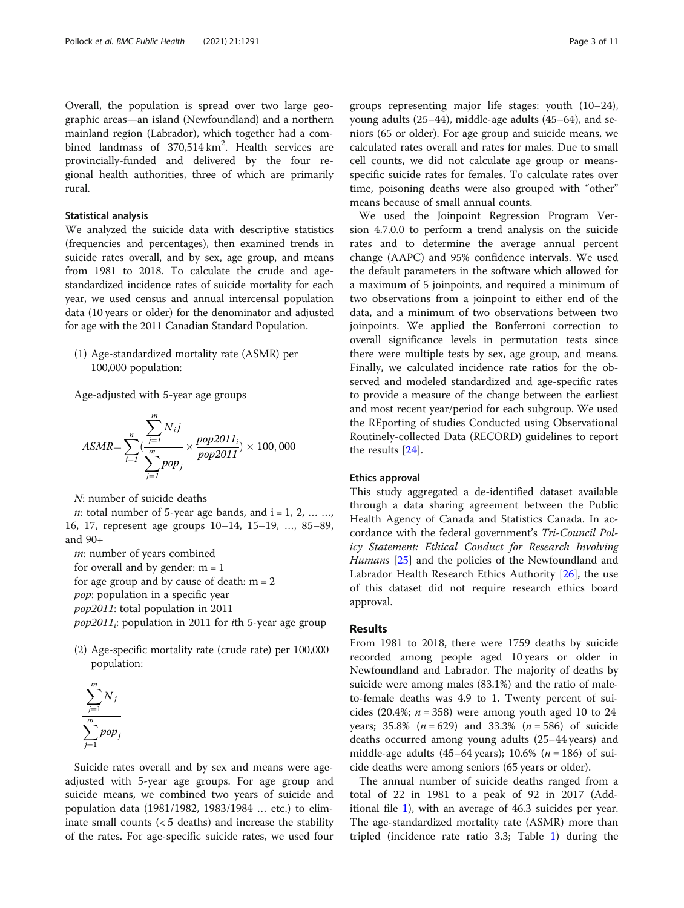Overall, the population is spread over two large geographic areas—an island (Newfoundland) and a northern mainland region (Labrador), which together had a combined landmass of 370,514 $km^2$. Health services are provincially-funded and delivered by the four regional health authorities, three of which are primarily rural.

### Statistical analysis

We analyzed the suicide data with descriptive statistics (frequencies and percentages), then examined trends in suicide rates overall, and by sex, age group, and means from 1981 to 2018. To calculate the crude and age-standardized incidence rates of suicide mortality for each year, we used census and annual intercensal population data (10 years or older) for the denominator and adjusted for age with the 2011 Canadian Standard Population.

(1) Age-standardized mortality rate (ASMR) per 100,000 population:

Age-adjusted with 5-year age groups

$$ASMR = \sum_{i=1}^{n} \left( \frac{\sum_{j=1}^{m} N_i j}{\sum_{j=1}^{m} pop_j} \times \frac{pop2011_i}{pop2011} \right) \times 100,000$$

$N$: number of suicide deaths

$n$: total number of 5-year age bands, and i = 1, 2, … …, 16, 17, represent age groups 10–14, 15–19, …, 85–89, and 90+

$m$: number of years combined

for overall and by gender: m = 1

for age group and by cause of death: m = 2

$pop$: population in a specific year

$pop2011$: total population in 2011

$pop2011_i$: population in 2011 for $i$th 5-year age group

(2) Age-specific mortality rate (crude rate) per 100,000 population:

$$\frac{\sum_{j=1}^{m} N_j}{\sum_{j=1}^{m} pop_j}$$

Suicide rates overall and by sex and means were age-adjusted with 5-year age groups. For age group and suicide means, we combined two years of suicide and population data (1981/1982, 1983/1984 … etc.) to eliminate small counts (< 5 deaths) and increase the stability of the rates. For age-specific suicide rates, we used four groups representing major life stages: youth (10–24), young adults (25–44), middle-age adults (45–64), and seniors (65 or older). For age group and suicide means, we calculated rates overall and rates for males. Due to small cell counts, we did not calculate age group or means-specific suicide rates for females. To calculate rates over time, poisoning deaths were also grouped with "other" means because of small annual counts.

We used the Joinpoint Regression Program Version 4.7.0.0 to perform a trend analysis on the suicide rates and to determine the average annual percent change (AAPC) and 95% confidence intervals. We used the default parameters in the software which allowed for a maximum of 5 joinpoints, and required a minimum of two observations from a joinpoint to either end of the data, and a minimum of two observations between two joinpoints. We applied the Bonferroni correction to overall significance levels in permutation tests since there were multiple tests by sex, age group, and means. Finally, we calculated incidence rate ratios for the observed and modeled standardized and age-specific rates to provide a measure of the change between the earliest and most recent year/period for each subgroup. We used the REporting of studies Conducted using Observational Routinely-collected Data (RECORD) guidelines to report the results [24].

### Ethics approval

This study aggregated a de-identified dataset available through a data sharing agreement between the Public Health Agency of Canada and Statistics Canada. In accordance with the federal government's *Tri-Council Policy Statement: Ethical Conduct for Research Involving Humans* [25] and the policies of the Newfoundland and Labrador Health Research Ethics Authority [26], the use of this dataset did not require research ethics board approval.

## Results

From 1981 to 2018, there were 1759 deaths by suicide recorded among people aged 10 years or older in Newfoundland and Labrador. The majority of deaths by suicide were among males (83.1%) and the ratio of male-to-female deaths was 4.9 to 1. Twenty percent of suicides (20.4%; $n = 358$) were among youth aged 10 to 24 years; 35.8% ($n = 629$) and 33.3% ($n = 586$) of suicide deaths occurred among young adults (25–44 years) and middle-age adults (45–64 years); 10.6% ($n = 186$) of suicide deaths were among seniors (65 years or older).

The annual number of suicide deaths ranged from a total of 22 in 1981 to a peak of 92 in 2017 (Additional file 1), with an average of 46.3 suicides per year. The age-standardized mortality rate (ASMR) more than tripled (incidence rate ratio 3.3; Table 1) during the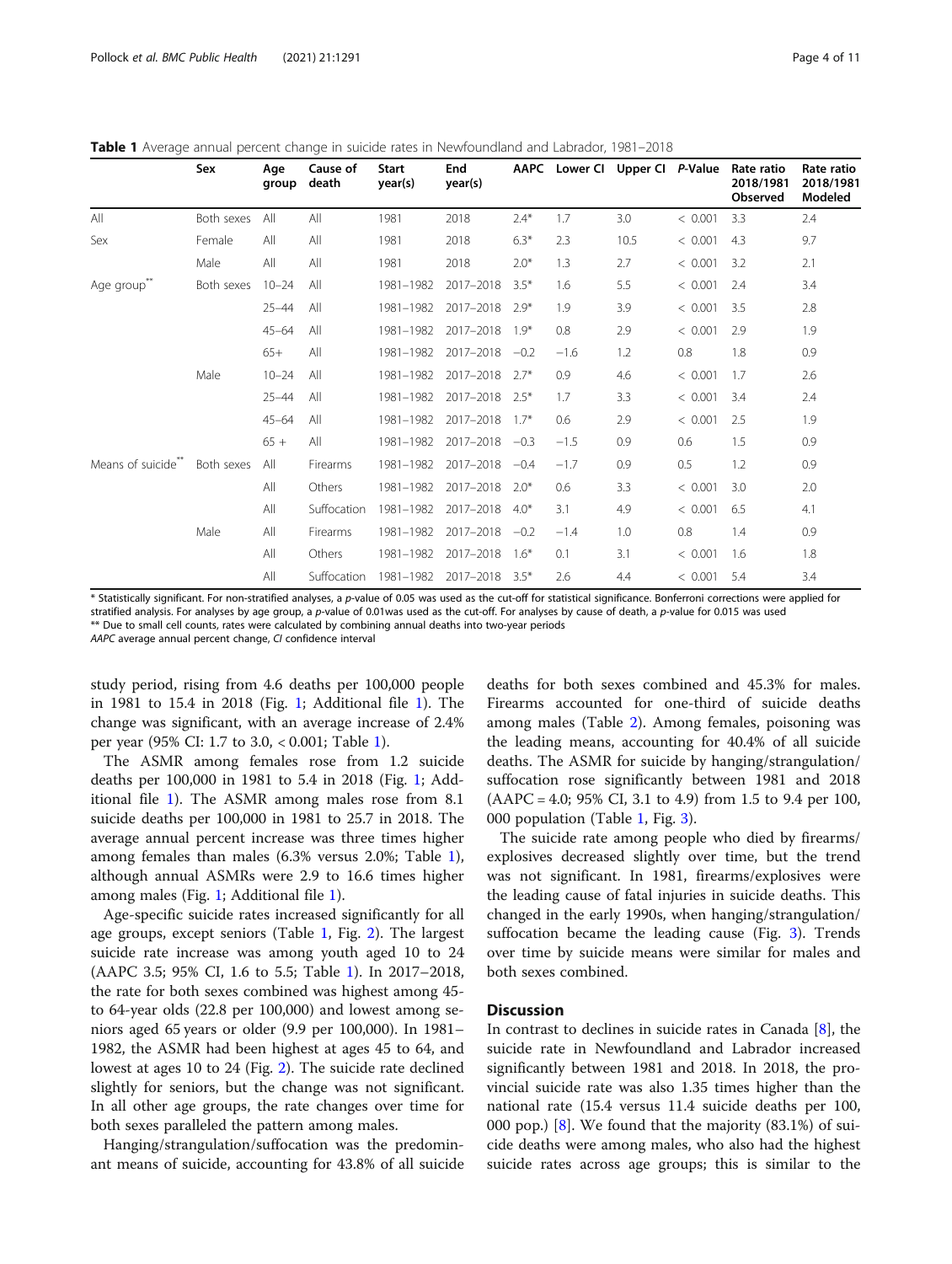**Table 1** Average annual percent change in suicide rates in Newfoundland and Labrador, 1981–2018

| | Sex | Age group | Cause of death | Start year(s) | End year(s) | AAPC | Lower CI | Upper CI | *P*-Value | Rate ratio 2018/1981 Observed | Rate ratio 2018/1981 Modeled |
|---|---|---|---|---|---|---|---|---|---|---|---|
| All | Both sexes | All | All | 1981 | 2018 | 2.4* | 1.7 | 3.0 | < 0.001 | 3.3 | 2.4 |
| Sex | Female | All | All | 1981 | 2018 | 6.3* | 2.3 | 10.5 | < 0.001 | 4.3 | 9.7 |
| | Male | All | All | 1981 | 2018 | 2.0* | 1.3 | 2.7 | < 0.001 | 3.2 | 2.1 |
| Age group** | Both sexes | 10–24 | All | 1981–1982 | 2017–2018 | 3.5* | 1.6 | 5.5 | < 0.001 | 2.4 | 3.4 |
| | | 25–44 | All | 1981–1982 | 2017–2018 | 2.9* | 1.9 | 3.9 | < 0.001 | 3.5 | 2.8 |
| | | 45–64 | All | 1981–1982 | 2017–2018 | 1.9* | 0.8 | 2.9 | < 0.001 | 2.9 | 1.9 |
| | | 65+ | All | 1981–1982 | 2017–2018 | −0.2 | −1.6 | 1.2 | 0.8 | 1.8 | 0.9 |
| | Male | 10–24 | All | 1981–1982 | 2017–2018 | 2.7* | 0.9 | 4.6 | < 0.001 | 1.7 | 2.6 |
| | | 25–44 | All | 1981–1982 | 2017–2018 | 2.5* | 1.7 | 3.3 | < 0.001 | 3.4 | 2.4 |
| | | 45–64 | All | 1981–1982 | 2017–2018 | 1.7* | 0.6 | 2.9 | < 0.001 | 2.5 | 1.9 |
| | | 65 + | All | 1981–1982 | 2017–2018 | −0.3 | −1.5 | 0.9 | 0.6 | 1.5 | 0.9 |
| Means of suicide** | Both sexes | All | Firearms | 1981–1982 | 2017–2018 | −0.4 | −1.7 | 0.9 | 0.5 | 1.2 | 0.9 |
| | | All | Others | 1981–1982 | 2017–2018 | 2.0* | 0.6 | 3.3 | < 0.001 | 3.0 | 2.0 |
| | | All | Suffocation | 1981–1982 | 2017–2018 | 4.0* | 3.1 | 4.9 | < 0.001 | 6.5 | 4.1 |
| | Male | All | Firearms | 1981–1982 | 2017–2018 | −0.2 | −1.4 | 1.0 | 0.8 | 1.4 | 0.9 |
| | | All | Others | 1981–1982 | 2017–2018 | 1.6* | 0.1 | 3.1 | < 0.001 | 1.6 | 1.8 |
| | | All | Suffocation | 1981–1982 | 2017–2018 | 3.5* | 2.6 | 4.4 | < 0.001 | 5.4 | 3.4 |

\* Statistically significant. For non-stratified analyses, a *p*-value of 0.05 was used as the cut-off for statistical significance. Bonferroni corrections were applied for stratified analysis. For analyses by age group, a *p*-value of 0.01was used as the cut-off. For analyses by cause of death, a *p*-value for 0.015 was used
\** Due to small cell counts, rates were calculated by combining annual deaths into two-year periods
*AAPC* average annual percent change, *CI* confidence interval

study period, rising from 4.6 deaths per 100,000 people in 1981 to 15.4 in 2018 (Fig. 1; Additional file 1). The change was significant, with an average increase of 2.4% per year (95% CI: 1.7 to 3.0, < 0.001; Table 1).

The ASMR among females rose from 1.2 suicide deaths per 100,000 in 1981 to 5.4 in 2018 (Fig. 1; Additional file 1). The ASMR among males rose from 8.1 suicide deaths per 100,000 in 1981 to 25.7 in 2018. The average annual percent increase was three times higher among females than males (6.3% versus 2.0%; Table 1), although annual ASMRs were 2.9 to 16.6 times higher among males (Fig. 1; Additional file 1).

Age-specific suicide rates increased significantly for all age groups, except seniors (Table 1, Fig. 2). The largest suicide rate increase was among youth aged 10 to 24 (AAPC 3.5; 95% CI, 1.6 to 5.5; Table 1). In 2017–2018, the rate for both sexes combined was highest among 45- to 64-year olds (22.8 per 100,000) and lowest among seniors aged 65 years or older (9.9 per 100,000). In 1981–1982, the ASMR had been highest at ages 45 to 64, and lowest at ages 10 to 24 (Fig. 2). The suicide rate declined slightly for seniors, but the change was not significant. In all other age groups, the rate changes over time for both sexes paralleled the pattern among males.

Hanging/strangulation/suffocation was the predominant means of suicide, accounting for 43.8% of all suicide deaths for both sexes combined and 45.3% for males. Firearms accounted for one-third of suicide deaths among males (Table 2). Among females, poisoning was the leading means, accounting for 40.4% of all suicide deaths. The ASMR for suicide by hanging/strangulation/suffocation rose significantly between 1981 and 2018 (AAPC = 4.0; 95% CI, 3.1 to 4.9) from 1.5 to 9.4 per 100,000 population (Table 1, Fig. 3).

The suicide rate among people who died by firearms/explosives decreased slightly over time, but the trend was not significant. In 1981, firearms/explosives were the leading cause of fatal injuries in suicide deaths. This changed in the early 1990s, when hanging/strangulation/suffocation became the leading cause (Fig. 3). Trends over time by suicide means were similar for males and both sexes combined.

## Discussion

In contrast to declines in suicide rates in Canada [8], the suicide rate in Newfoundland and Labrador increased significantly between 1981 and 2018. In 2018, the provincial suicide rate was also 1.35 times higher than the national rate (15.4 versus 11.4 suicide deaths per 100,000 pop.) [8]. We found that the majority (83.1%) of suicide deaths were among males, who also had the highest suicide rates across age groups; this is similar to the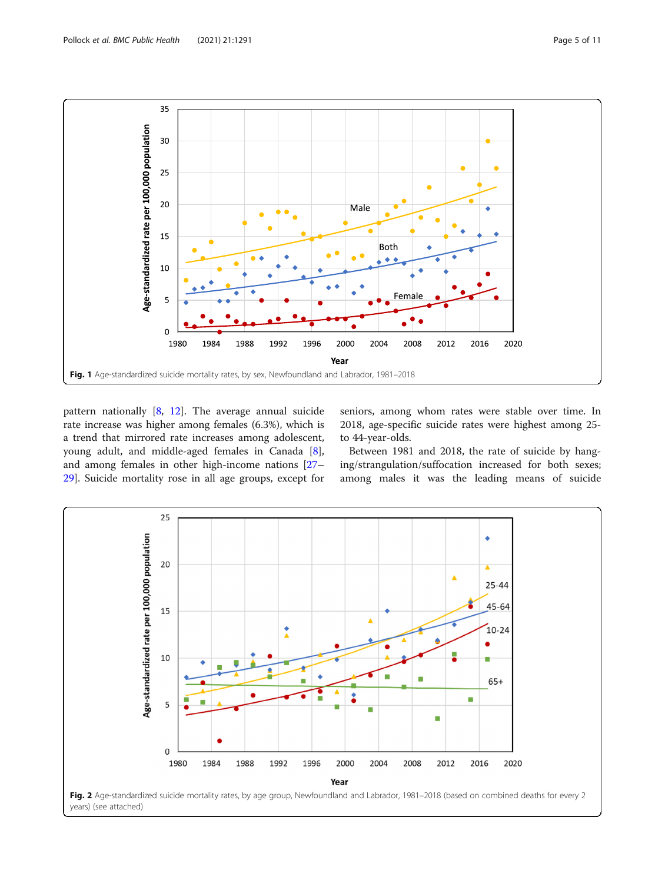Fig. 1 Age-standardized suicide mortality rates, by sex, Newfoundland and Labrador, 1981–2018

pattern nationally [8, 12]. The average annual suicide rate increase was higher among females (6.3%), which is a trend that mirrored rate increases among adolescent, young adult, and middle-aged females in Canada [8], and among females in other high-income nations [27–29]. Suicide mortality rose in all age groups, except for seniors, among whom rates were stable over time. In 2018, age-specific suicide rates were highest among 25- to 44-year-olds.

Between 1981 and 2018, the rate of suicide by hanging/strangulation/suffocation increased for both sexes; among males it was the leading means of suicide

Fig. 2 Age-standardized suicide mortality rates, by age group, Newfoundland and Labrador, 1981–2018 (based on combined deaths for every 2 years) (see attached)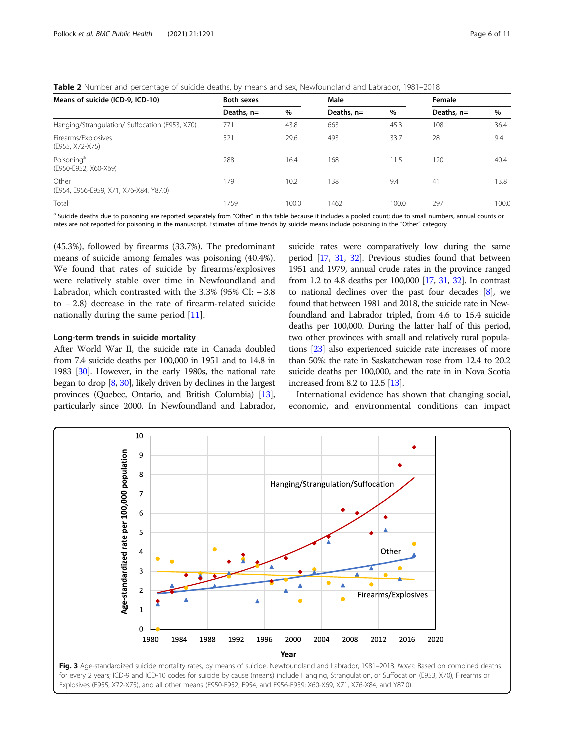**Table 2** Number and percentage of suicide deaths, by means and sex, Newfoundland and Labrador, 1981–2018

| Means of suicide (ICD-9, ICD-10) | Both sexes | | Male | | Female | |
|---|---|---|---|---|---|---|
| | Deaths, n= | % | Deaths, n= | % | Deaths, n= | % |
| Hanging/Strangulation/ Suffocation (E953, X70) | 771 | 43.8 | 663 | 45.3 | 108 | 36.4 |
| Firearms/Explosives (E955, X72-X75) | 521 | 29.6 | 493 | 33.7 | 28 | 9.4 |
| Poisoning[a] (E950-E952, X60-X69) | 288 | 16.4 | 168 | 11.5 | 120 | 40.4 |
| Other (E954, E956-E959, X71, X76-X84, Y87.0) | 179 | 10.2 | 138 | 9.4 | 41 | 13.8 |
| Total | 1759 | 100.0 | 1462 | 100.0 | 297 | 100.0 |

[a] Suicide deaths due to poisoning are reported separately from "Other" in this table because it includes a pooled count; due to small numbers, annual counts or rates are not reported for poisoning in the manuscript. Estimates of time trends by suicide means include poisoning in the "Other" category

(45.3%), followed by firearms (33.7%). The predominant means of suicide among females was poisoning (40.4%). We found that rates of suicide by firearms/explosives were relatively stable over time in Newfoundland and Labrador, which contrasted with the 3.3% (95% CI: − 3.8 to − 2.8) decrease in the rate of firearm-related suicide nationally during the same period [11].

### Long-term trends in suicide mortality

After World War II, the suicide rate in Canada doubled from 7.4 suicide deaths per 100,000 in 1951 and to 14.8 in 1983 [30]. However, in the early 1980s, the national rate began to drop [8, 30], likely driven by declines in the largest provinces (Quebec, Ontario, and British Columbia) [13], particularly since 2000. In Newfoundland and Labrador, suicide rates were comparatively low during the same period [17, 31, 32]. Previous studies found that between 1951 and 1979, annual crude rates in the province ranged from 1.2 to 4.8 deaths per 100,000 [17, 31, 32]. In contrast to national declines over the past four decades [8], we found that between 1981 and 2018, the suicide rate in Newfoundland and Labrador tripled, from 4.6 to 15.4 suicide deaths per 100,000. During the latter half of this period, two other provinces with small and relatively rural populations [23] also experienced suicide rate increases of more than 50%: the rate in Saskatchewan rose from 12.4 to 20.2 suicide deaths per 100,000, and the rate in Nova Scotia increased from 8.2 to 12.5 [13].

International evidence has shown that changing social, economic, and environmental conditions can impact

**Fig. 3** Age-standardized suicide mortality rates, by means of suicide, Newfoundland and Labrador, 1981–2018. *Notes:* Based on combined deaths for every 2 years; ICD-9 and ICD-10 codes for suicide by cause (means) include Hanging, Strangulation, or Suffocation (E953, X70), Firearms or Explosives (E955, X72-X75), and all other means (E950-E952, E954, and E956-E959; X60-X69, X71, X76-X84, and Y87.0)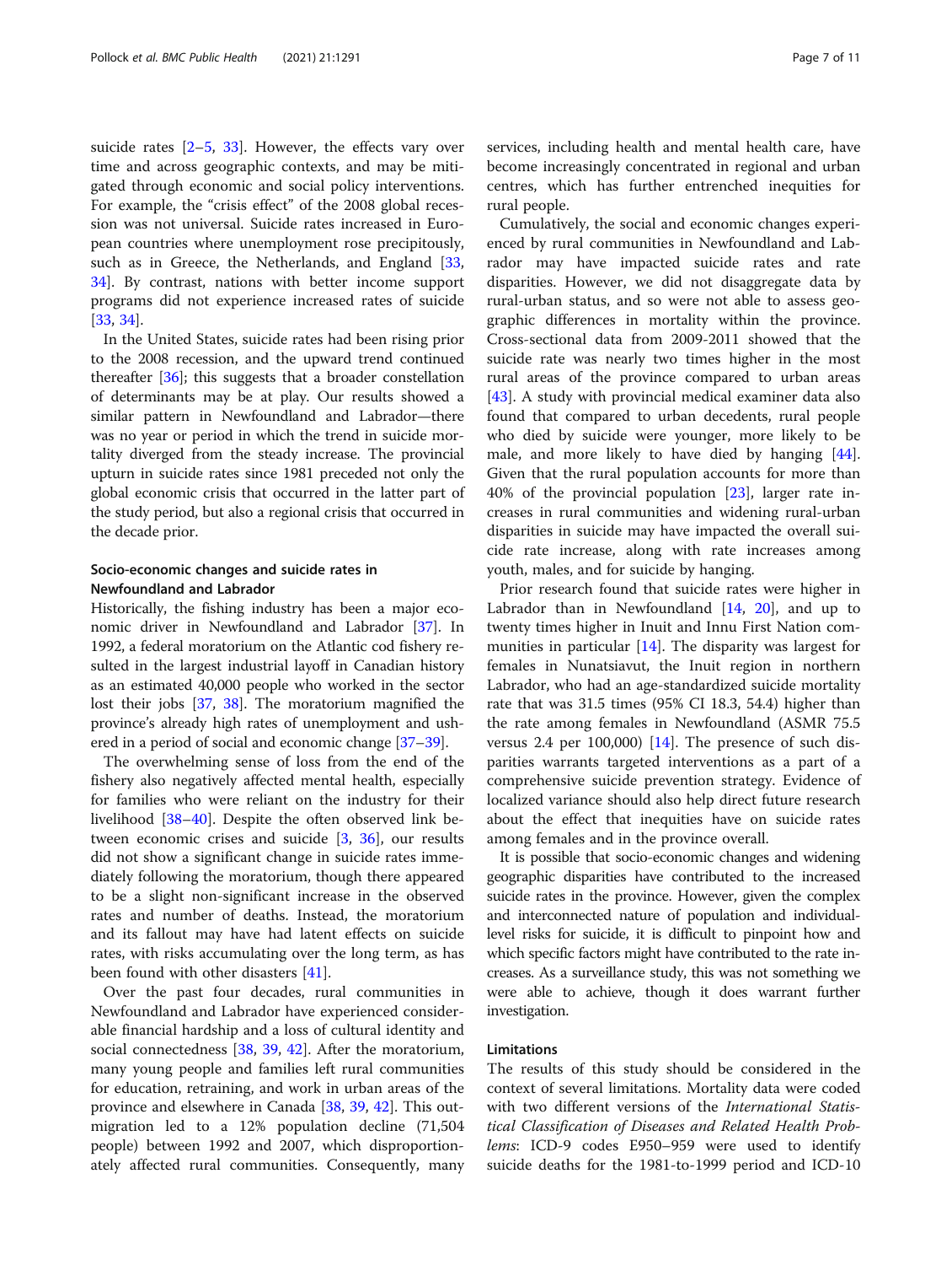suicide rates [2–5, 33]. However, the effects vary over time and across geographic contexts, and may be mitigated through economic and social policy interventions. For example, the "crisis effect" of the 2008 global recession was not universal. Suicide rates increased in European countries where unemployment rose precipitously, such as in Greece, the Netherlands, and England [33, 34]. By contrast, nations with better income support programs did not experience increased rates of suicide [33, 34].

In the United States, suicide rates had been rising prior to the 2008 recession, and the upward trend continued thereafter [36]; this suggests that a broader constellation of determinants may be at play. Our results showed a similar pattern in Newfoundland and Labrador—there was no year or period in which the trend in suicide mortality diverged from the steady increase. The provincial upturn in suicide rates since 1981 preceded not only the global economic crisis that occurred in the latter part of the study period, but also a regional crisis that occurred in the decade prior.

### Socio-economic changes and suicide rates in Newfoundland and Labrador

Historically, the fishing industry has been a major economic driver in Newfoundland and Labrador [37]. In 1992, a federal moratorium on the Atlantic cod fishery resulted in the largest industrial layoff in Canadian history as an estimated 40,000 people who worked in the sector lost their jobs [37, 38]. The moratorium magnified the province's already high rates of unemployment and ushered in a period of social and economic change [37–39].

The overwhelming sense of loss from the end of the fishery also negatively affected mental health, especially for families who were reliant on the industry for their livelihood [38–40]. Despite the often observed link between economic crises and suicide [3, 36], our results did not show a significant change in suicide rates immediately following the moratorium, though there appeared to be a slight non-significant increase in the observed rates and number of deaths. Instead, the moratorium and its fallout may have had latent effects on suicide rates, with risks accumulating over the long term, as has been found with other disasters [41].

Over the past four decades, rural communities in Newfoundland and Labrador have experienced considerable financial hardship and a loss of cultural identity and social connectedness [38, 39, 42]. After the moratorium, many young people and families left rural communities for education, retraining, and work in urban areas of the province and elsewhere in Canada [38, 39, 42]. This outmigration led to a 12% population decline (71,504 people) between 1992 and 2007, which disproportionately affected rural communities. Consequently, many services, including health and mental health care, have become increasingly concentrated in regional and urban centres, which has further entrenched inequities for rural people.

Cumulatively, the social and economic changes experienced by rural communities in Newfoundland and Labrador may have impacted suicide rates and rate disparities. However, we did not disaggregate data by rural-urban status, and so were not able to assess geographic differences in mortality within the province. Cross-sectional data from 2009-2011 showed that the suicide rate was nearly two times higher in the most rural areas of the province compared to urban areas [43]. A study with provincial medical examiner data also found that compared to urban decedents, rural people who died by suicide were younger, more likely to be male, and more likely to have died by hanging [44]. Given that the rural population accounts for more than 40% of the provincial population [23], larger rate increases in rural communities and widening rural-urban disparities in suicide may have impacted the overall suicide rate increase, along with rate increases among youth, males, and for suicide by hanging.

Prior research found that suicide rates were higher in Labrador than in Newfoundland [14, 20], and up to twenty times higher in Inuit and Innu First Nation communities in particular [14]. The disparity was largest for females in Nunatsiavut, the Inuit region in northern Labrador, who had an age-standardized suicide mortality rate that was 31.5 times (95% CI 18.3, 54.4) higher than the rate among females in Newfoundland (ASMR 75.5 versus 2.4 per 100,000) [14]. The presence of such disparities warrants targeted interventions as a part of a comprehensive suicide prevention strategy. Evidence of localized variance should also help direct future research about the effect that inequities have on suicide rates among females and in the province overall.

It is possible that socio-economic changes and widening geographic disparities have contributed to the increased suicide rates in the province. However, given the complex and interconnected nature of population and individual-level risks for suicide, it is difficult to pinpoint how and which specific factors might have contributed to the rate increases. As a surveillance study, this was not something we were able to achieve, though it does warrant further investigation.

### Limitations

The results of this study should be considered in the context of several limitations. Mortality data were coded with two different versions of the *International Statistical Classification of Diseases and Related Health Problems*: ICD-9 codes E950–959 were used to identify suicide deaths for the 1981-to-1999 period and ICD-10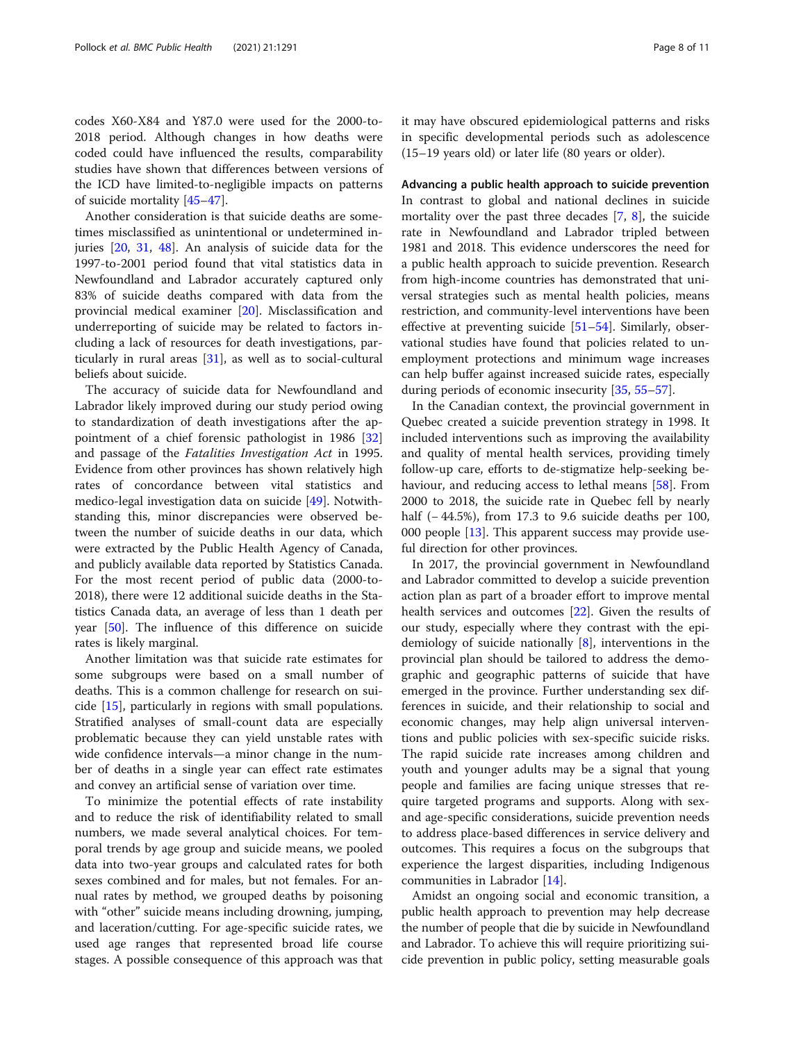codes X60-X84 and Y87.0 were used for the 2000-to-2018 period. Although changes in how deaths were coded could have influenced the results, comparability studies have shown that differences between versions of the ICD have limited-to-negligible impacts on patterns of suicide mortality [45–47].

Another consideration is that suicide deaths are sometimes misclassified as unintentional or undetermined injuries [20, 31, 48]. An analysis of suicide data for the 1997-to-2001 period found that vital statistics data in Newfoundland and Labrador accurately captured only 83% of suicide deaths compared with data from the provincial medical examiner [20]. Misclassification and underreporting of suicide may be related to factors including a lack of resources for death investigations, particularly in rural areas [31], as well as to social-cultural beliefs about suicide.

The accuracy of suicide data for Newfoundland and Labrador likely improved during our study period owing to standardization of death investigations after the appointment of a chief forensic pathologist in 1986 [32] and passage of the *Fatalities Investigation Act* in 1995. Evidence from other provinces has shown relatively high rates of concordance between vital statistics and medico-legal investigation data on suicide [49]. Notwithstanding this, minor discrepancies were observed between the number of suicide deaths in our data, which were extracted by the Public Health Agency of Canada, and publicly available data reported by Statistics Canada. For the most recent period of public data (2000-to-2018), there were 12 additional suicide deaths in the Statistics Canada data, an average of less than 1 death per year [50]. The influence of this difference on suicide rates is likely marginal.

Another limitation was that suicide rate estimates for some subgroups were based on a small number of deaths. This is a common challenge for research on suicide [15], particularly in regions with small populations. Stratified analyses of small-count data are especially problematic because they can yield unstable rates with wide confidence intervals—a minor change in the number of deaths in a single year can effect rate estimates and convey an artificial sense of variation over time.

To minimize the potential effects of rate instability and to reduce the risk of identifiability related to small numbers, we made several analytical choices. For temporal trends by age group and suicide means, we pooled data into two-year groups and calculated rates for both sexes combined and for males, but not females. For annual rates by method, we grouped deaths by poisoning with "other" suicide means including drowning, jumping, and laceration/cutting. For age-specific suicide rates, we used age ranges that represented broad life course stages. A possible consequence of this approach was that it may have obscured epidemiological patterns and risks in specific developmental periods such as adolescence (15–19 years old) or later life (80 years or older).

**Advancing a public health approach to suicide prevention**

In contrast to global and national declines in suicide mortality over the past three decades [7, 8], the suicide rate in Newfoundland and Labrador tripled between 1981 and 2018. This evidence underscores the need for a public health approach to suicide prevention. Research from high-income countries has demonstrated that universal strategies such as mental health policies, means restriction, and community-level interventions have been effective at preventing suicide [51–54]. Similarly, observational studies have found that policies related to unemployment protections and minimum wage increases can help buffer against increased suicide rates, especially during periods of economic insecurity [35, 55–57].

In the Canadian context, the provincial government in Quebec created a suicide prevention strategy in 1998. It included interventions such as improving the availability and quality of mental health services, providing timely follow-up care, efforts to de-stigmatize help-seeking behaviour, and reducing access to lethal means [58]. From 2000 to 2018, the suicide rate in Quebec fell by nearly half (− 44.5%), from 17.3 to 9.6 suicide deaths per 100, 000 people [13]. This apparent success may provide useful direction for other provinces.

In 2017, the provincial government in Newfoundland and Labrador committed to develop a suicide prevention action plan as part of a broader effort to improve mental health services and outcomes [22]. Given the results of our study, especially where they contrast with the epidemiology of suicide nationally [8], interventions in the provincial plan should be tailored to address the demographic and geographic patterns of suicide that have emerged in the province. Further understanding sex differences in suicide, and their relationship to social and economic changes, may help align universal interventions and public policies with sex-specific suicide risks. The rapid suicide rate increases among children and youth and younger adults may be a signal that young people and families are facing unique stresses that require targeted programs and supports. Along with sex- and age-specific considerations, suicide prevention needs to address place-based differences in service delivery and outcomes. This requires a focus on the subgroups that experience the largest disparities, including Indigenous communities in Labrador [14].

Amidst an ongoing social and economic transition, a public health approach to prevention may help decrease the number of people that die by suicide in Newfoundland and Labrador. To achieve this will require prioritizing suicide prevention in public policy, setting measurable goals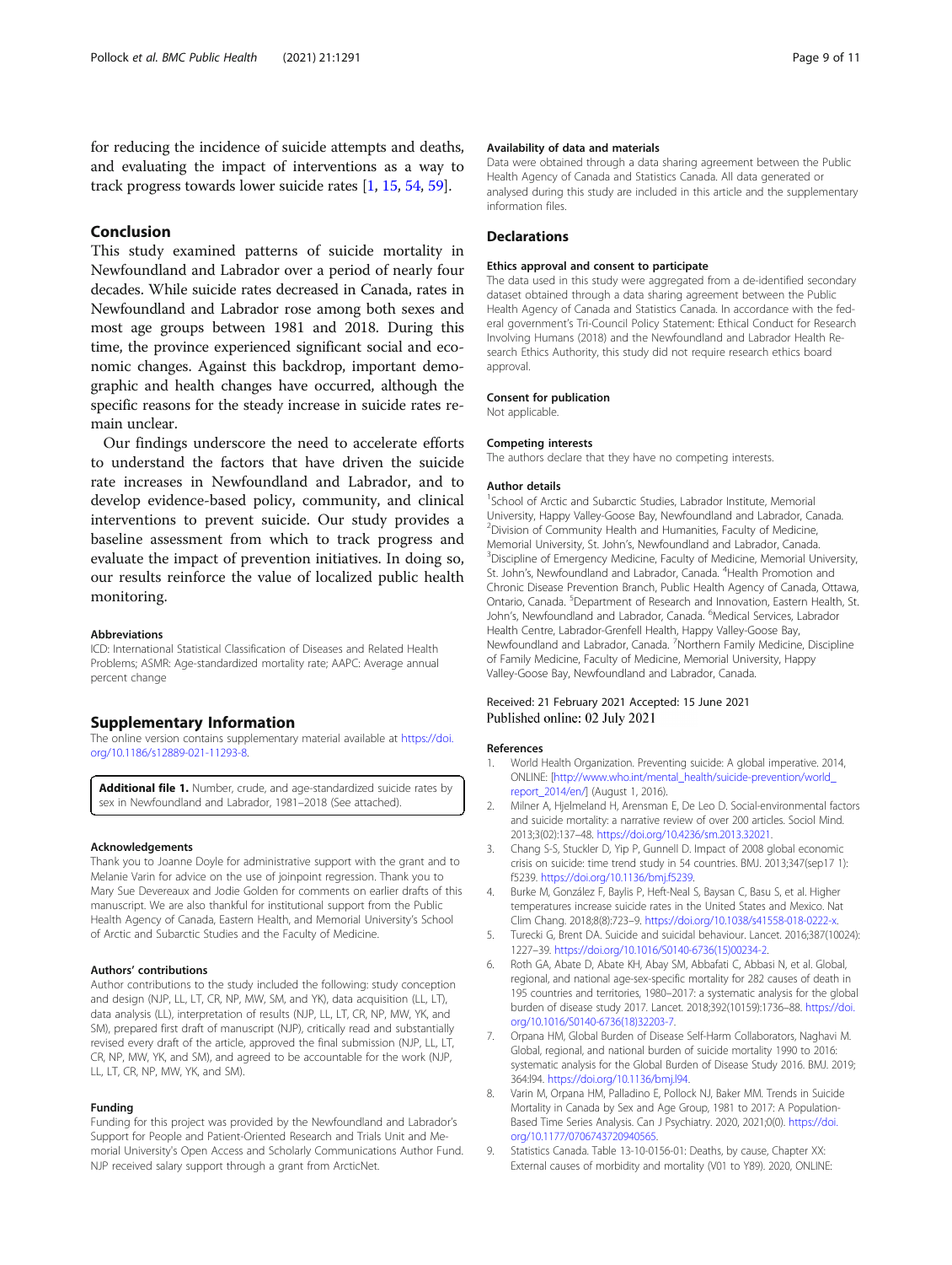for reducing the incidence of suicide attempts and deaths, and evaluating the impact of interventions as a way to track progress towards lower suicide rates [1, 15, 54, 59].

## Conclusion

This study examined patterns of suicide mortality in Newfoundland and Labrador over a period of nearly four decades. While suicide rates decreased in Canada, rates in Newfoundland and Labrador rose among both sexes and most age groups between 1981 and 2018. During this time, the province experienced significant social and economic changes. Against this backdrop, important demographic and health changes have occurred, although the specific reasons for the steady increase in suicide rates remain unclear.

Our findings underscore the need to accelerate efforts to understand the factors that have driven the suicide rate increases in Newfoundland and Labrador, and to develop evidence-based policy, community, and clinical interventions to prevent suicide. Our study provides a baseline assessment from which to track progress and evaluate the impact of prevention initiatives. In doing so, our results reinforce the value of localized public health monitoring.

#### Abbreviations

ICD: International Statistical Classification of Diseases and Related Health Problems; ASMR: Age-standardized mortality rate; AAPC: Average annual percent change

## Supplementary Information

The online version contains supplementary material available at https://doi.org/10.1186/s12889-021-11293-8.

**Additional file 1.** Number, crude, and age-standardized suicide rates by sex in Newfoundland and Labrador, 1981–2018 (See attached).

#### Acknowledgements

Thank you to Joanne Doyle for administrative support with the grant and to Melanie Varin for advice on the use of joinpoint regression. Thank you to Mary Sue Devereaux and Jodie Golden for comments on earlier drafts of this manuscript. We are also thankful for institutional support from the Public Health Agency of Canada, Eastern Health, and Memorial University's School of Arctic and Subarctic Studies and the Faculty of Medicine.

#### Authors' contributions

Author contributions to the study included the following: study conception and design (NJP, LL, LT, CR, NP, MW, SM, and YK), data acquisition (LL, LT), data analysis (LL), interpretation of results (NJP, LL, LT, CR, NP, MW, YK, and SM), prepared first draft of manuscript (NJP), critically read and substantially revised every draft of the article, approved the final submission (NJP, LL, LT, CR, NP, MW, YK, and SM), and agreed to be accountable for the work (NJP, LL, LT, CR, NP, MW, YK, and SM).

#### Funding

Funding for this project was provided by the Newfoundland and Labrador's Support for People and Patient-Oriented Research and Trials Unit and Memorial University's Open Access and Scholarly Communications Author Fund. NJP received salary support through a grant from ArcticNet.

#### Availability of data and materials

Data were obtained through a data sharing agreement between the Public Health Agency of Canada and Statistics Canada. All data generated or analysed during this study are included in this article and the supplementary information files.

## Declarations

#### Ethics approval and consent to participate

The data used in this study were aggregated from a de-identified secondary dataset obtained through a data sharing agreement between the Public Health Agency of Canada and Statistics Canada. In accordance with the federal government's Tri-Council Policy Statement: Ethical Conduct for Research Involving Humans (2018) and the Newfoundland and Labrador Health Research Ethics Authority, this study did not require research ethics board approval.

#### Consent for publication

Not applicable.

#### Competing interests

The authors declare that they have no competing interests.

#### Author details

[1]School of Arctic and Subarctic Studies, Labrador Institute, Memorial University, Happy Valley-Goose Bay, Newfoundland and Labrador, Canada. [2]Division of Community Health and Humanities, Faculty of Medicine, Memorial University, St. John's, Newfoundland and Labrador, Canada. [3]Discipline of Emergency Medicine, Faculty of Medicine, Memorial University, St. John's, Newfoundland and Labrador, Canada. [4]Health Promotion and Chronic Disease Prevention Branch, Public Health Agency of Canada, Ottawa, Ontario, Canada. [5]Department of Research and Innovation, Eastern Health, St. John's, Newfoundland and Labrador, Canada. [6]Medical Services, Labrador Health Centre, Labrador-Grenfell Health, Happy Valley-Goose Bay, Newfoundland and Labrador, Canada. [7]Northern Family Medicine, Discipline of Family Medicine, Faculty of Medicine, Memorial University, Happy Valley-Goose Bay, Newfoundland and Labrador, Canada.

Received: 21 February 2021 Accepted: 15 June 2021
Published online: 02 July 2021

#### References

1. World Health Organization. Preventing suicide: A global imperative. 2014, ONLINE: [http://www.who.int/mental_health/suicide-prevention/world_report_2014/en/] (August 1, 2016).
2. Milner A, Hjelmeland H, Arensman E, De Leo D. Social-environmental factors and suicide mortality: a narrative review of over 200 articles. Sociol Mind. 2013;3(02):137–48. https://doi.org/10.4236/sm.2013.32021.
3. Chang S-S, Stuckler D, Yip P, Gunnell D. Impact of 2008 global economic crisis on suicide: time trend study in 54 countries. BMJ. 2013;347(sep17 1): f5239. https://doi.org/10.1136/bmj.f5239.
4. Burke M, González F, Baylis P, Heft-Neal S, Baysan C, Basu S, et al. Higher temperatures increase suicide rates in the United States and Mexico. Nat Clim Chang. 2018;8(8):723–9. https://doi.org/10.1038/s41558-018-0222-x.
5. Turecki G, Brent DA. Suicide and suicidal behaviour. Lancet. 2016;387(10024): 1227–39. https://doi.org/10.1016/S0140-6736(15)00234-2.
6. Roth GA, Abate D, Abate KH, Abay SM, Abbafati C, Abbasi N, et al. Global, regional, and national age-sex-specific mortality for 282 causes of death in 195 countries and territories, 1980–2017: a systematic analysis for the global burden of disease study 2017. Lancet. 2018;392(10159):1736–88. https://doi.org/10.1016/S0140-6736(18)32203-7.
7. Orpana HM, Global Burden of Disease Self-Harm Collaborators, Naghavi M. Global, regional, and national burden of suicide mortality 1990 to 2016: systematic analysis for the Global Burden of Disease Study 2016. BMJ. 2019; 364:l94. https://doi.org/10.1136/bmj.l94.
8. Varin M, Orpana HM, Palladino E, Pollock NJ, Baker MM. Trends in Suicide Mortality in Canada by Sex and Age Group, 1981 to 2017: A Population-Based Time Series Analysis. Can J Psychiatry. 2020, 2021;0(0). https://doi.org/10.1177/0706743720940565.
9. Statistics Canada. Table 13-10-0156-01: Deaths, by cause, Chapter XX: External causes of morbidity and mortality (V01 to Y89). 2020, ONLINE: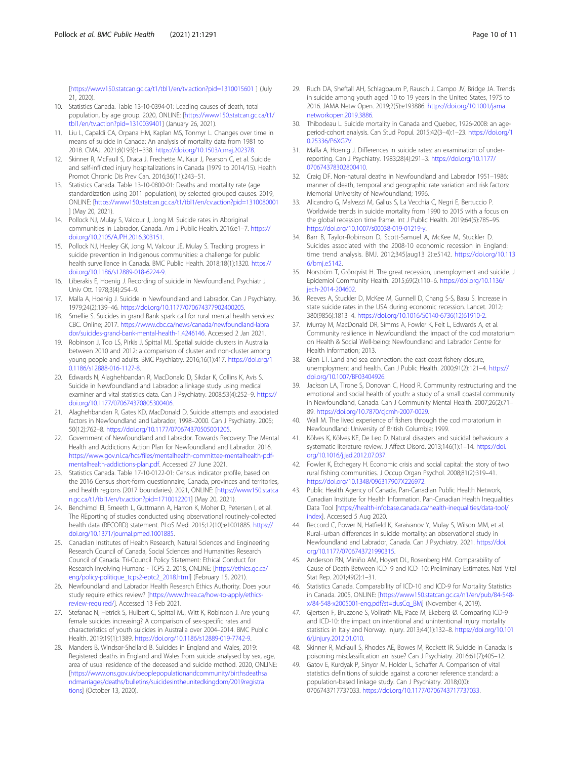[https://www150.statcan.gc.ca/t1/tbl1/en/tv.action?pid=1310015601 ] (July 21, 2020).

10. Statistics Canada. Table 13-10-0394-01: Leading causes of death, total population, by age group. 2020, ONLINE: [https://www150.statcan.gc.ca/t1/tbl1/en/tv.action?pid=1310039401] (January 26, 2021).
11. Liu L, Capaldi CA, Orpana HM, Kaplan MS, Tonmyr L. Changes over time in means of suicide in Canada: An analysis of mortality data from 1981 to 2018. CMAJ. 2021;8(193):1–338. https://doi.org/10.1503/cmaj.202378.
12. Skinner R, McFaull S, Draca J, Frechette M, Kaur J, Pearson C, et al. Suicide and self-inflicted injury hospitalizations in Canada (1979 to 2014/15). Health Promot Chronic Dis Prev Can. 2016;36(11):243–51.
13. Statistics Canada. Table 13-10-0800-01: Deaths and mortality rate (age standardization using 2011 population), by selected grouped causes. 2019, ONLINE: [https://www150.statcan.gc.ca/t1/tbl1/en/cv.action?pid=1310080001 ] (May 20, 2021).
14. Pollock NJ, Mulay S, Valcour J, Jong M. Suicide rates in Aboriginal communities in Labrador, Canada. Am J Public Health. 2016:e1–7. https://doi.org/10.2105/AJPH.2016.303151.
15. Pollock NJ, Healey GK, Jong M, Valcour JE, Mulay S. Tracking progress in suicide prevention in Indigenous communities: a challenge for public health surveillance in Canada. BMC Public Health. 2018;18(1):1320. https://doi.org/10.1186/s12889-018-6224-9.
16. Liberakis E, Hoenig J. Recording of suicide in Newfoundland. Psychiatr J Univ Ott. 1978;3(4):254–9.
17. Malla A, Hoenig J. Suicide in Newfoundland and Labrador. Can J Psychiatry. 1979;24(2):139–46. https://doi.org/10.1177/070674377902400205.
18. Smellie S. Suicides in grand Bank spark call for rural mental health services: CBC. Online; 2017. https://www.cbc.ca/news/canada/newfoundland-labrador/suicides-grand-bank-mental-health-1.4246146. Accessed 2 Jan 2021.
19. Robinson J, Too LS, Pirkis J, Spittal MJ. Spatial suicide clusters in Australia between 2010 and 2012: a comparison of cluster and non-cluster among young people and adults. BMC Psychiatry. 2016;16(1):417. https://doi.org/10.1186/s12888-016-1127-8.
20. Edwards N, Alaghehbandan R, MacDonald D, Sikdar K, Collins K, Avis S. Suicide in Newfoundland and Labrador: a linkage study using medical examiner and vital statistics data. Can J Psychiatry. 2008;53(4):252–9. https://doi.org/10.1177/070674370805300406.
21. Alaghehbandan R, Gates KD, MacDonald D. Suicide attempts and associated factors in Newfoundland and Labrador, 1998–2000. Can J Psychiatry. 2005; 50(12):762–8. https://doi.org/10.1177/070674370505001205.
22. Government of Newfoundland and Labrador. Towards Recovery: The Mental Health and Addictions Action Plan for Newfoundland and Labrador. 2016. https://www.gov.nl.ca/hcs/files/mentalhealth-committee-mentalhealth-pdf-mentalhealth-addictions-plan.pdf. Accessed 27 June 2021.
23. Statistics Canada. Table 17-10-0122-01: Census indicator profile, based on the 2016 Census short-form questionnaire, Canada, provinces and territories, and health regions (2017 boundaries). 2021, ONLINE: [https://www150.statcan.gc.ca/t1/tbl1/en/tv.action?pid=1710012201] (May 20, 2021).
24. Benchimol EI, Smeeth L, Guttmann A, Harron K, Moher D, Petersen I, et al. The REporting of studies conducted using observational routinely-collected health data (RECORD) statement. PLoS Med. 2015;12(10):e1001885. https://doi.org/10.1371/journal.pmed.1001885.
25. Canadian Institutes of Health Research, Natural Sciences and Engineering Research Council of Canada, Social Sciences and Humanities Research Council of Canada. Tri-Council Policy Statement: Ethical Conduct for Research Involving Humans - TCPS 2. 2018, ONLINE: [https://ethics.gc.ca/eng/policy-politique_tcps2-eptc2_2018.html] (February 15, 2021).
26. Newfoundland and Labrador Health Research Ethics Authority. Does your study require ethics review? [https://www.hrea.ca/how-to-apply/ethics-review-required/]. Accessed 13 Feb 2021.
27. Stefanac N, Hetrick S, Hulbert C, Spittal MJ, Witt K, Robinson J. Are young female suicides increasing? A comparison of sex-specific rates and characteristics of youth suicides in Australia over 2004–2014. BMC Public Health. 2019;19(1):1389. https://doi.org/10.1186/s12889-019-7742-9.
28. Manders B, Windsor-Shellard B. Suicides in England and Wales, 2019: Registered deaths in England and Wales from suicide analysed by sex, age, area of usual residence of the deceased and suicide method. 2020, ONLINE: [https://www.ons.gov.uk/peoplepopulationandcommunity/birthsdeathsandmarriages/deaths/bulletins/suicidesintheunitedkingdom/2019registrations] (October 13, 2020).
29. Ruch DA, Sheftall AH, Schlagbaum P, Rausch J, Campo JV, Bridge JA. Trends in suicide among youth aged 10 to 19 years in the United States, 1975 to 2016. JAMA Netw Open. 2019;2(5):e193886. https://doi.org/10.1001/jamanetworkopen.2019.3886.
30. Thibodeau L. Suicide mortality in Canada and Quebec, 1926-2008: an age-period-cohort analysis. Can Stud Popul. 2015;42(3–4):1–23. https://doi.org/10.25336/P6XG7V.
31. Malla A, Hoenig J. Differences in suicide rates: an examination of under-reporting. Can J Psychiatry. 1983;28(4):291–3. https://doi.org/10.1177/070674378302800410.
32. Craig DF. Non-natural deaths in Newfoundland and Labrador 1951–1986: manner of death, temporal and geographic rate variation and risk factors: Memorial University of Newfoundland; 1996.
33. Alicandro G, Malvezzi M, Gallus S, La Vecchia C, Negri E, Bertuccio P. Worldwide trends in suicide mortality from 1990 to 2015 with a focus on the global recession time frame. Int J Public Health. 2019;64(5):785–95. https://doi.org/10.1007/s00038-019-01219-y.
34. Barr B, Taylor-Robinson D, Scott-Samuel A, McKee M, Stuckler D. Suicides associated with the 2008-10 economic recession in England: time trend analysis. BMJ. 2012;345(aug13 2):e5142. https://doi.org/10.1136/bmj.e5142.
35. Norström T, Grönqvist H. The great recession, unemployment and suicide. J Epidemiol Community Health. 2015;69(2):110–6. https://doi.org/10.1136/jech-2014-204602.
36. Reeves A, Stuckler D, McKee M, Gunnell D, Chang S-S, Basu S. Increase in state suicide rates in the USA during economic recession. Lancet. 2012; 380(9856):1813–4. https://doi.org/10.1016/S0140-6736(12)61910-2.
37. Murray M, MacDonald DR, Simms A, Fowler K, Felt L, Edwards A, et al. Community resilience in Newfoundland: the impact of the cod moratorium on Health & Social Well-being: Newfoundland and Labrador Centre for Health Information; 2013.
38. Gien LT. Land and sea connection: the east coast fishery closure, unemployment and health. Can J Public Health. 2000;91(2):121–4. https://doi.org/10.1007/BF03404926.
39. Jackson LA, Tirone S, Donovan C, Hood R. Community restructuring and the emotional and social health of youth: a study of a small coastal community in Newfoundland, Canada. Can J Community Mental Health. 2007;26(2):71–89. https://doi.org/10.7870/cjcmh-2007-0029.
40. Wall M. The lived experience of fishers through the cod moratorium in Newfoundland: University of British Columbia; 1999.
41. Kõlves K, Kõlves KE, De Leo D. Natural disasters and suicidal behaviours: a systematic literature review. J Affect Disord. 2013;146(1):1–14. https://doi.org/10.1016/j.jad.2012.07.037.
42. Fowler K, Etchegary H. Economic crisis and social capital: the story of two rural fishing communities. J Occup Organ Psychol. 2008;81(2):319–41. https://doi.org/10.1348/096317907X226972.
43. Public Health Agency of Canada, Pan-Canadian Public Health Network, Canadian Institute for Health Information. Pan-Canadian Health Inequalities Data Tool [https://health-infobase.canada.ca/health-inequalities/data-tool/index]. Accessed 5 Aug 2020.
44. Reccord C, Power N, Hatfield K, Karaivanov Y, Mulay S, Wilson MM, et al. Rural–urban differences in suicide mortality: an observational study in Newfoundland and Labrador, Canada. Can J Psychiatry. 2021. https://doi.org/10.1177/0706743721990315.
45. Anderson RN, Miniño AM, Hoyert DL, Rosenberg HM. Comparability of Cause of Death Between ICD–9 and ICD–10: Preliminary Estimates. Natl Vital Stat Rep. 2001;49(2):1–31.
46. Statistics Canada. Comparability of ICD-10 and ICD-9 for Mortality Statistics in Canada. 2005, ONLINE: [https://www150.statcan.gc.ca/n1/en/pub/84-548-x/84-548-x2005001-eng.pdf?st=dusCq_BM] (November 4, 2019).
47. Gjertsen F, Bruzzone S, Vollrath ME, Pace M, Ekeberg Ø. Comparing ICD-9 and ICD-10: the impact on intentional and unintentional injury mortality statistics in Italy and Norway. Injury. 2013;44(1):132–8. https://doi.org/10.1016/j.injury.2012.01.010.
48. Skinner R, McFaull S, Rhodes AE, Bowes M, Rockett IR. Suicide in Canada: is poisoning misclassification an issue? Can J Psychiatry. 2016:61(7);405–12.
49. Gatov E, Kurdyak P, Sinyor M, Holder L, Schaffer A. Comparison of vital statistics definitions of suicide against a coroner reference standard: a population-based linkage study. Can J Psychiatry. 2018;0(0): 0706743717737033. https://doi.org/10.1177/0706743717737033.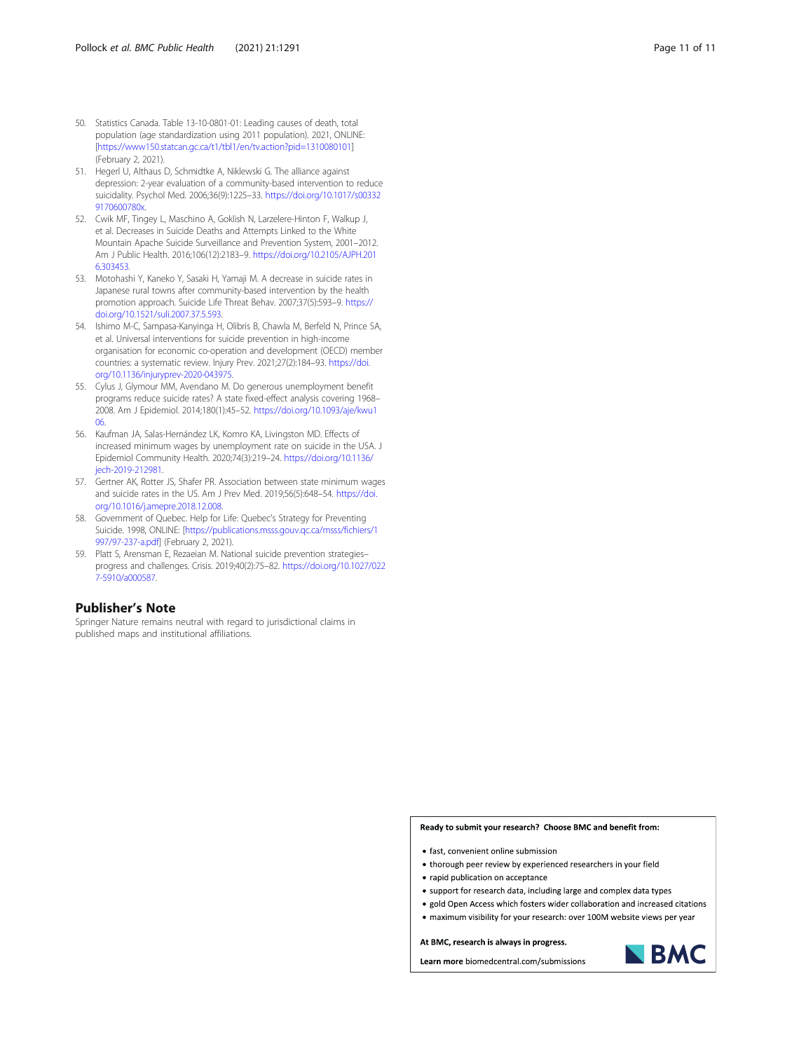50. Statistics Canada. Table 13-10-0801-01: Leading causes of death, total population (age standardization using 2011 population). 2021, ONLINE: [https://www150.statcan.gc.ca/t1/tbl1/en/tv.action?pid=1310080101] (February 2, 2021).
51. Hegerl U, Althaus D, Schmidtke A, Niklewski G. The alliance against depression: 2-year evaluation of a community-based intervention to reduce suicidality. Psychol Med. 2006;36(9):1225–33. https://doi.org/10.1017/s003329170600780x.
52. Cwik MF, Tingey L, Maschino A, Goklish N, Larzelere-Hinton F, Walkup J, et al. Decreases in Suicide Deaths and Attempts Linked to the White Mountain Apache Suicide Surveillance and Prevention System, 2001–2012. Am J Public Health. 2016;106(12):2183–9. https://doi.org/10.2105/AJPH.2016.303453.
53. Motohashi Y, Kaneko Y, Sasaki H, Yamaji M. A decrease in suicide rates in Japanese rural towns after community-based intervention by the health promotion approach. Suicide Life Threat Behav. 2007;37(5):593–9. https://doi.org/10.1521/suli.2007.37.5.593.
54. Ishimo M-C, Sampasa-Kanyinga H, Olibris B, Chawla M, Berfeld N, Prince SA, et al. Universal interventions for suicide prevention in high-income organisation for economic co-operation and development (OECD) member countries: a systematic review. Injury Prev. 2021;27(2):184–93. https://doi.org/10.1136/injuryprev-2020-043975.
55. Cylus J, Glymour MM, Avendano M. Do generous unemployment benefit programs reduce suicide rates? A state fixed-effect analysis covering 1968–2008. Am J Epidemiol. 2014;180(1):45–52. https://doi.org/10.1093/aje/kwu106.
56. Kaufman JA, Salas-Hernández LK, Komro KA, Livingston MD. Effects of increased minimum wages by unemployment rate on suicide in the USA. J Epidemiol Community Health. 2020;74(3):219–24. https://doi.org/10.1136/jech-2019-212981.
57. Gertner AK, Rotter JS, Shafer PR. Association between state minimum wages and suicide rates in the US. Am J Prev Med. 2019;56(5):648–54. https://doi.org/10.1016/j.amepre.2018.12.008.
58. Government of Quebec. Help for Life: Quebec's Strategy for Preventing Suicide. 1998, ONLINE: [https://publications.msss.gouv.qc.ca/msss/fichiers/1997/97-237-a.pdf] (February 2, 2021).
59. Platt S, Arensman E, Rezaeian M. National suicide prevention strategies–progress and challenges. Crisis. 2019;40(2):75–82. https://doi.org/10.1027/0227-5910/a000587.

## Publisher's Note

Springer Nature remains neutral with regard to jurisdictional claims in published maps and institutional affiliations.

**Ready to submit your research? Choose BMC and benefit from:**

- fast, convenient online submission
- thorough peer review by experienced researchers in your field
- rapid publication on acceptance
- support for research data, including large and complex data types
- gold Open Access which fosters wider collaboration and increased citations
- maximum visibility for your research: over 100M website views per year

**At BMC, research is always in progress.**

**Learn more** biomedcentral.com/submissions

BMC